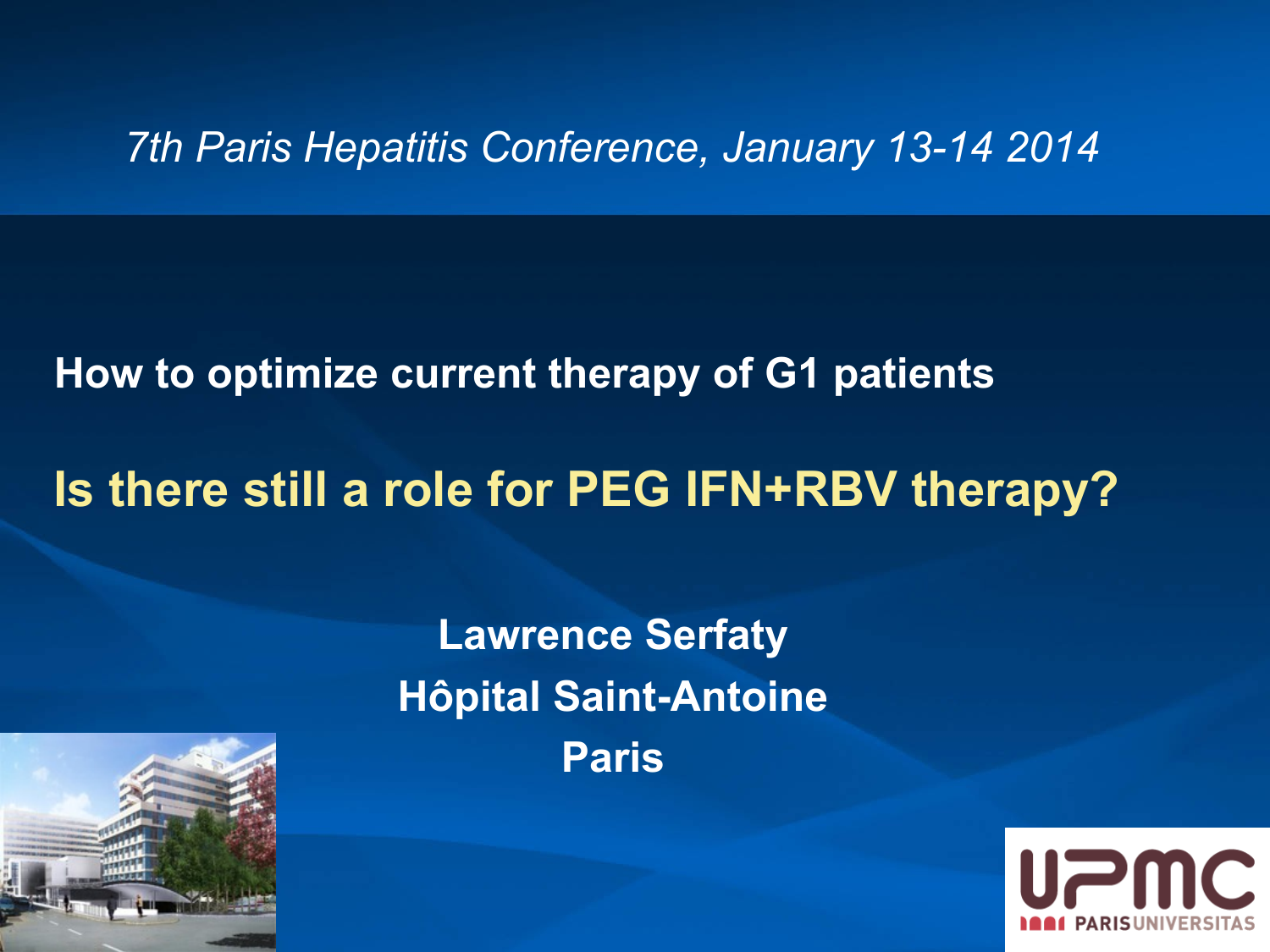*7th Paris Hepatitis Conference, January 13-14 2014*

**How to optimize current therapy of G1 patients**

# Is there still a role for PEG IFN+RBV therapy?

**Lawrence Serfaty**
**Hôpital Saint-Antoine**
**Paris**

UPMC PARISUNIVERSITAS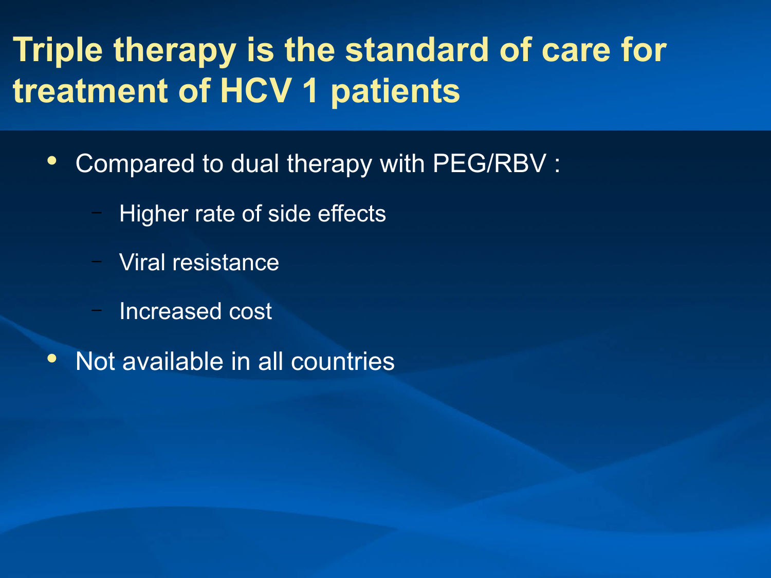# Triple therapy is the standard of care for treatment of HCV 1 patients

- Compared to dual therapy with PEG/RBV :
  - Higher rate of side effects
  - Viral resistance
  - Increased cost
- Not available in all countries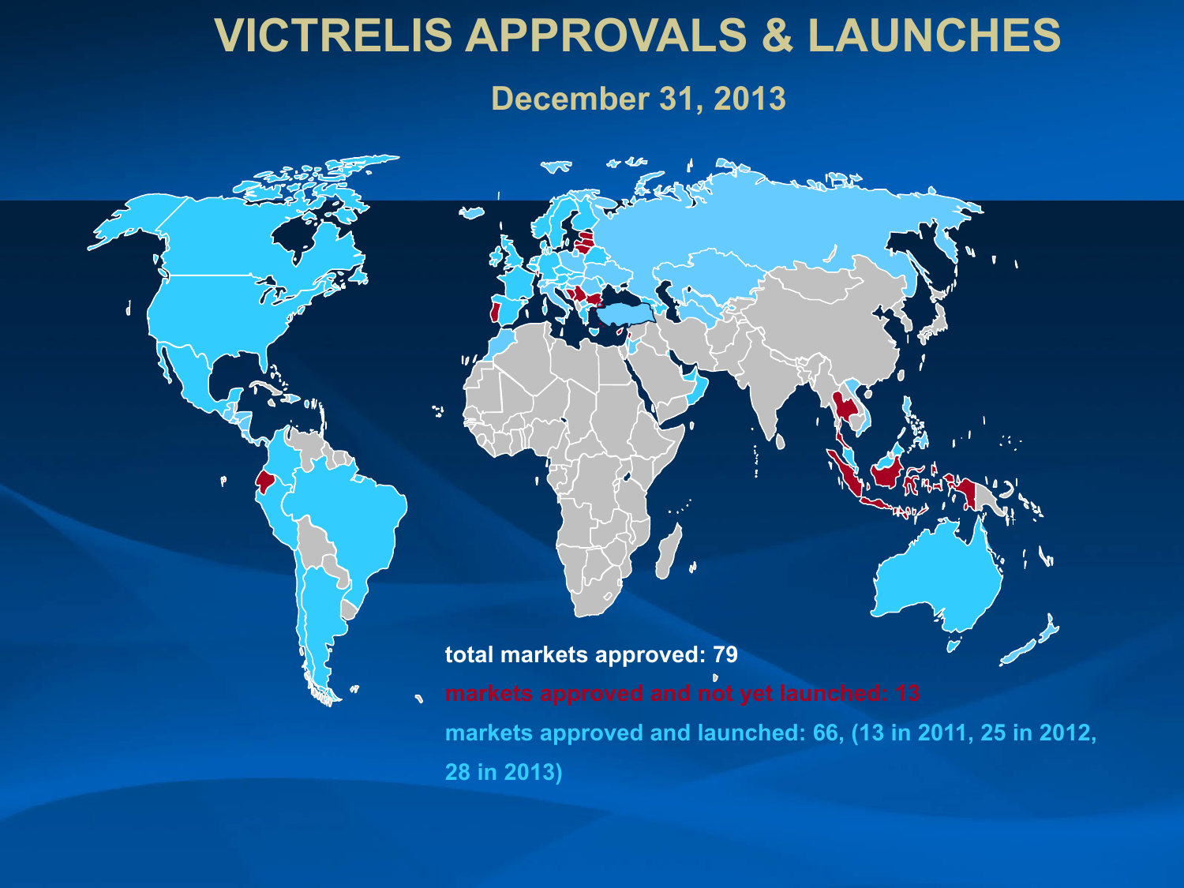# VICTRELIS APPROVALS & LAUNCHES

## December 31, 2013

**total markets approved: 79**

**markets approved and not yet launched: 13**

**markets approved and launched: 66, (13 in 2011, 25 in 2012, 28 in 2013)**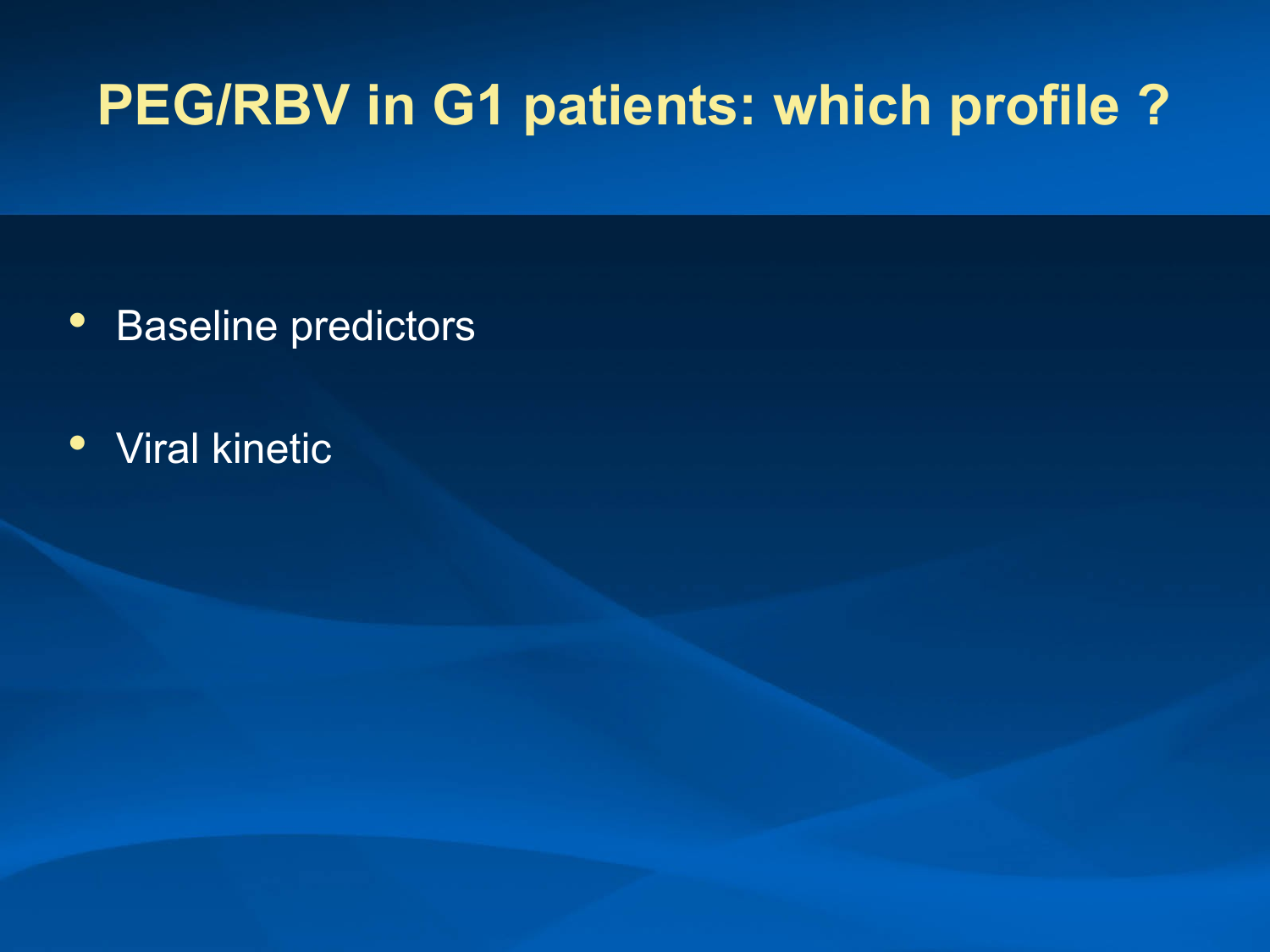# PEG/RBV in G1 patients: which profile ?

- Baseline predictors
- Viral kinetic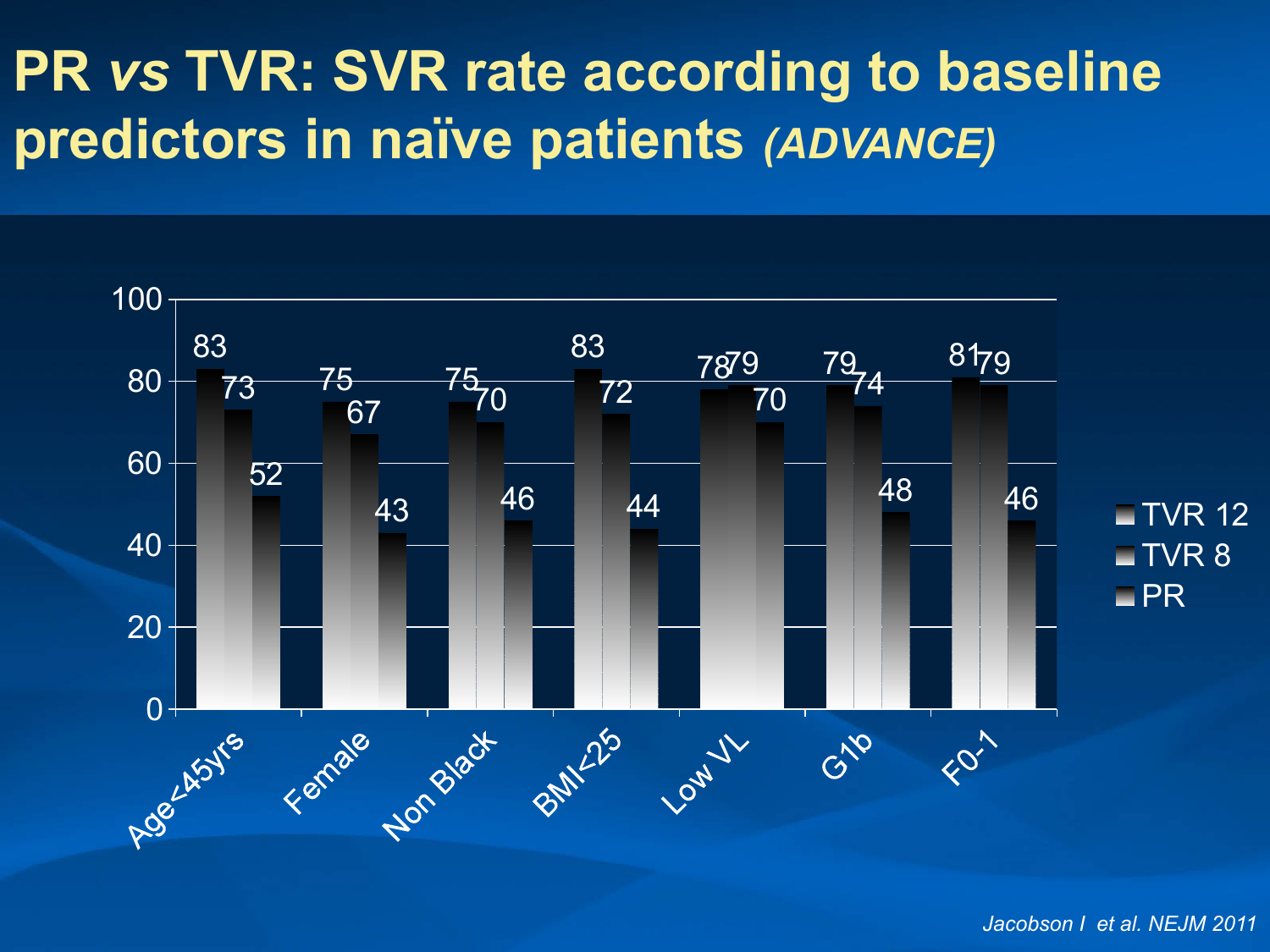# PR *vs* TVR: SVR rate according to baseline predictors in naïve patients *(ADVANCE)*

| | TVR 12 | TVR 8 | PR |
|---|---|---|---|
| Age<45yrs | 83 | 73 | 52 |
| Female | 75 | 67 | 43 |
| Non Black | 75 | 70 | 46 |
| BMI<25 | 83 | 72 | 44 |
| Low VL | 78 | 79 | 70 |
| G1b | 79 | 74 | 48 |
| F0-1 | 81 | 79 | 46 |

*Jacobson I et al. NEJM 2011*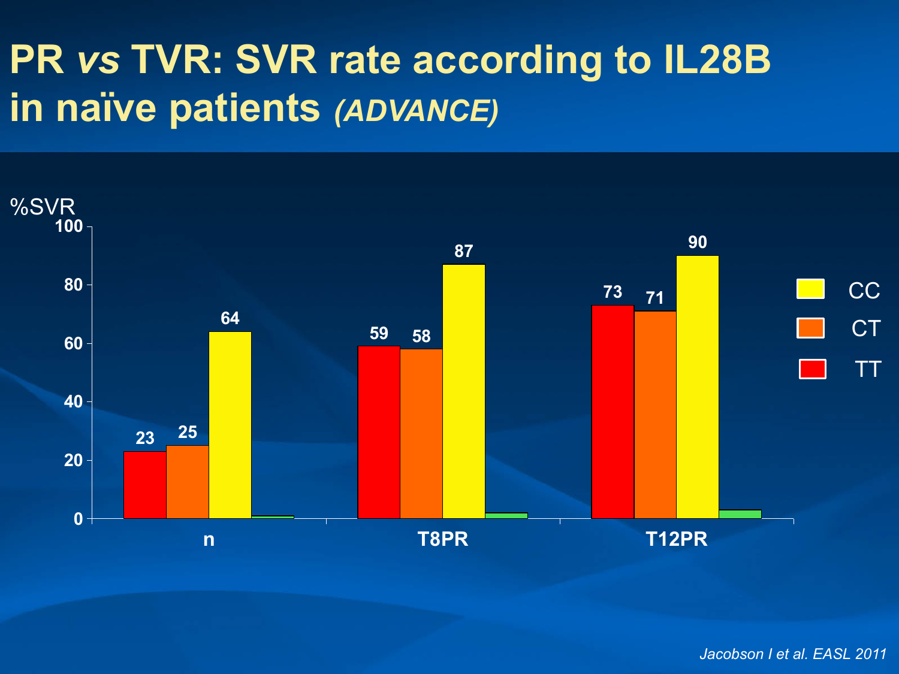# PR *vs* TVR: SVR rate according to IL28B in naïve patients *(ADVANCE)*

%SVR

| | TT | CT | CC |
|---|---|---|---|
| n | 23 | 25 | 64 |
| T8PR | 59 | 58 | 87 |
| T12PR | 73 | 71 | 90 |

*Jacobson I et al. EASL 2011*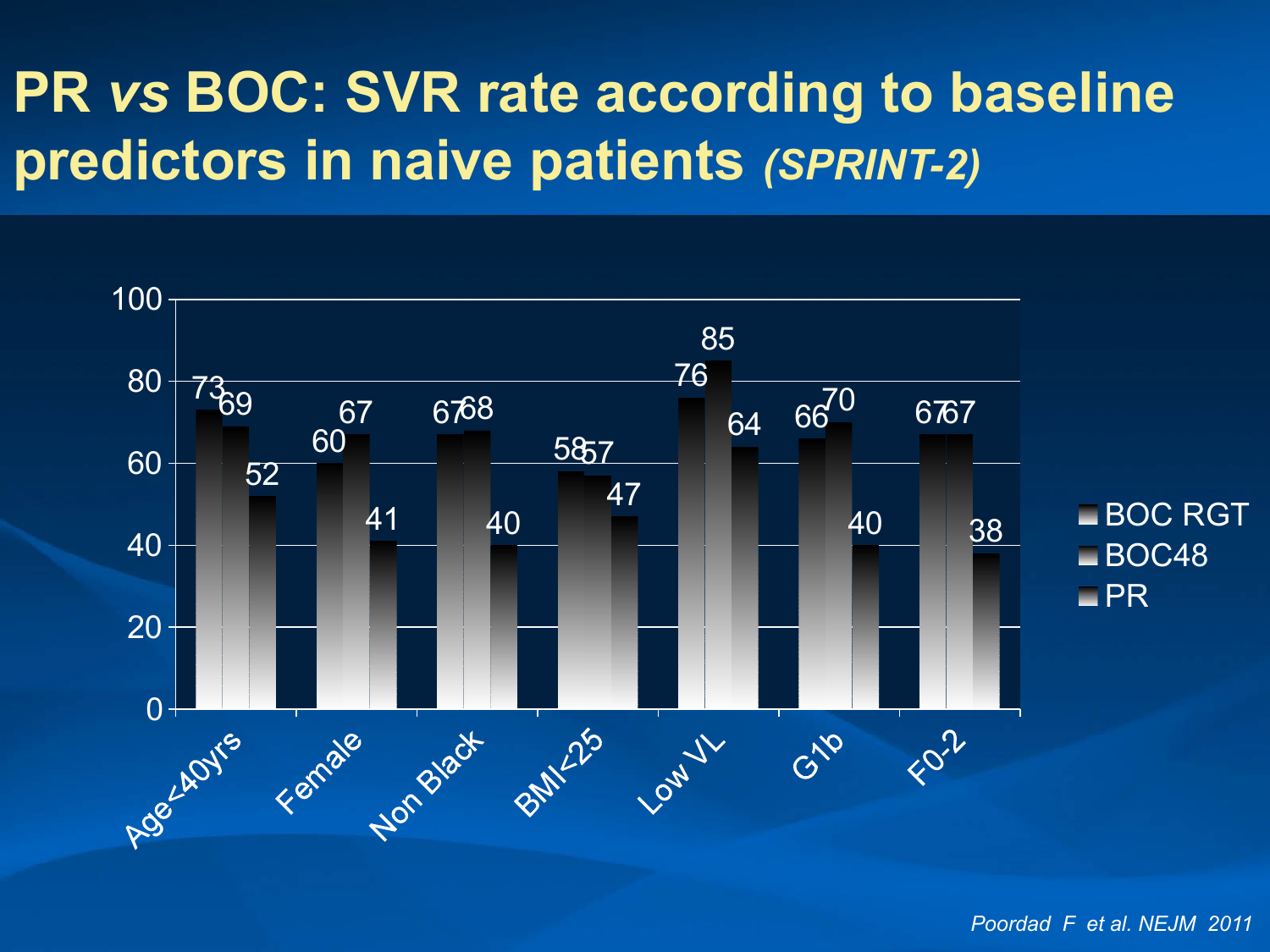# PR *vs* BOC: SVR rate according to baseline predictors in naive patients *(SPRINT-2)*

| | BOC RGT | BOC48 | PR |
|---|---|---|---|
| Age<40yrs | 73 | 69 | 52 |
| Female | 60 | 67 | 41 |
| Non Black | 67 | 68 | 40 |
| BMI<25 | 58 | 57 | 47 |
| Low VL | 76 | 85 | 64 |
| G1b | 66 | 70 | 40 |
| F0-2 | 67 | 67 | 38 |

*Poordad F et al. NEJM 2011*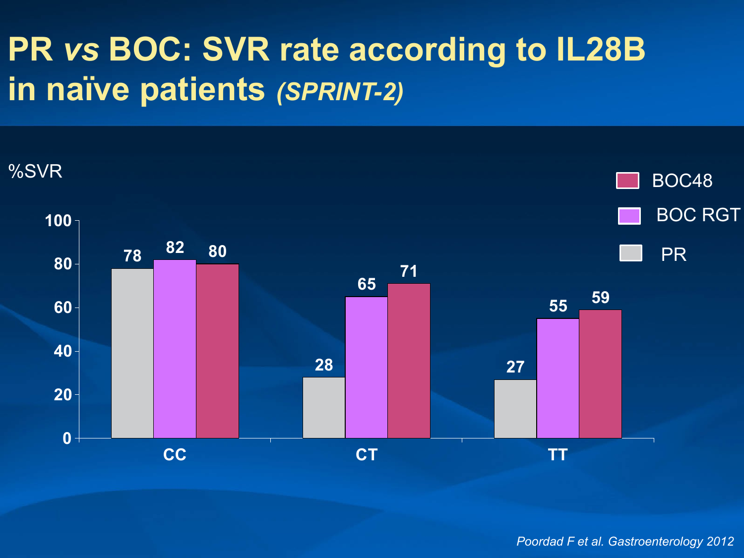# PR *vs* BOC: SVR rate according to IL28B in naïve patients *(SPRINT-2)*

%SVR

| IL28B | PR | BOC RGT | BOC48 |
|---|---|---|---|
| CC | 78 | 82 | 80 |
| CT | 28 | 65 | 71 |
| TT | 27 | 55 | 59 |

*Poordad F et al. Gastroenterology 2012*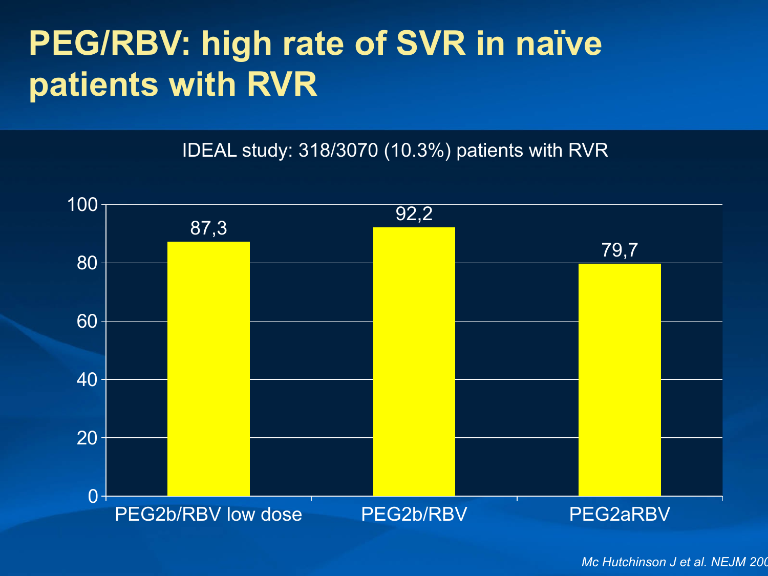# PEG/RBV: high rate of SVR in naïve patients with RVR

IDEAL study: 318/3070 (10.3%) patients with RVR

| | PEG2b/RBV low dose | PEG2b/RBV | PEG2aRBV |
|---|---|---|---|
| SVR | 87,3 | 92,2 | 79,7 |

*Mc Hutchinson J et al. NEJM 200*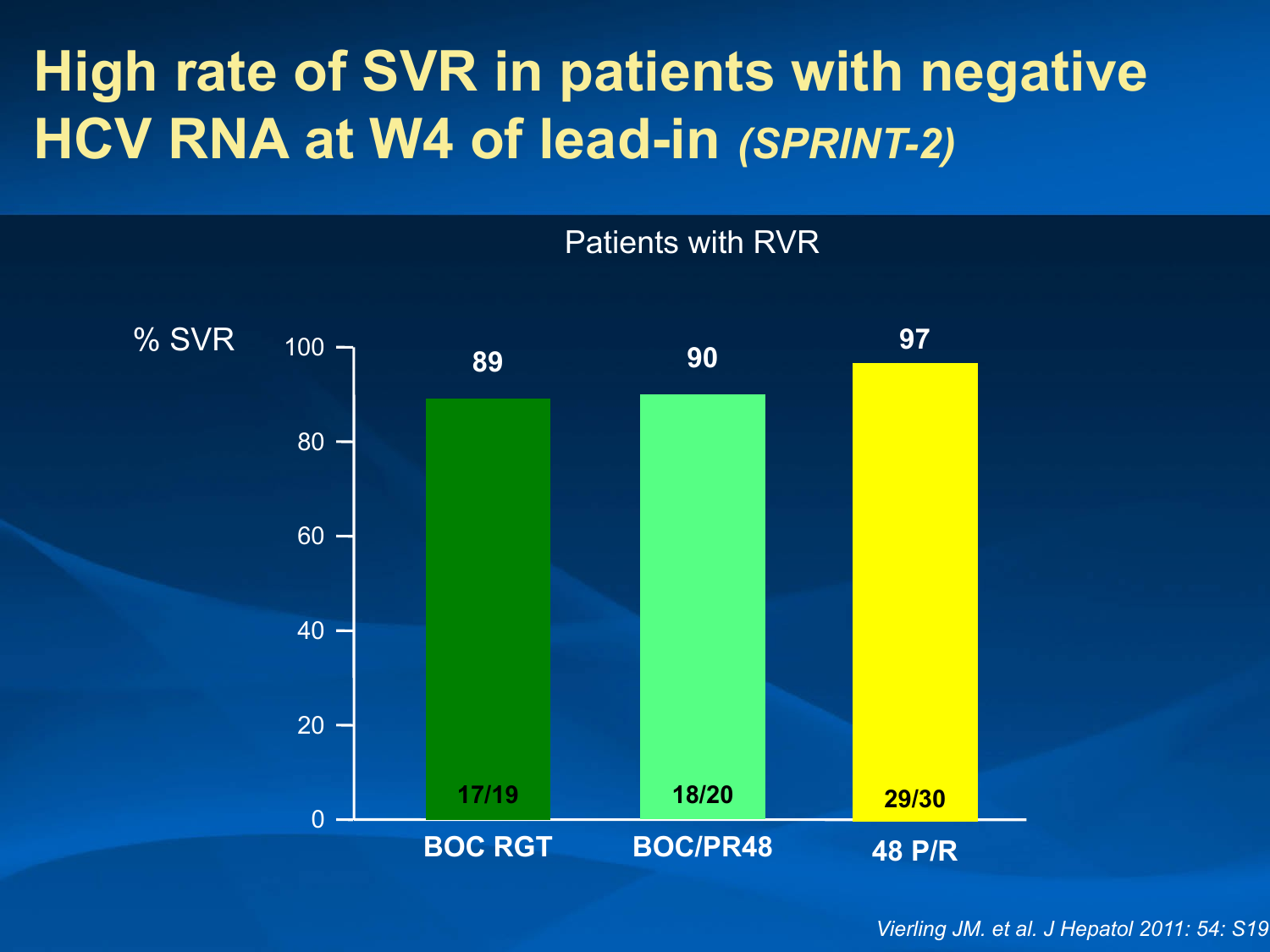# High rate of SVR in patients with negative HCV RNA at W4 of lead-in *(SPRINT-2)*

Patients with RVR

% SVR

| | BOC RGT | BOC/PR48 | 48 P/R |
|---|---|---|---|
| % SVR | 89 | 90 | 97 |
| n/N | 17/19 | 18/20 | 29/30 |

*Vierling JM. et al. J Hepatol 2011: 54: S19*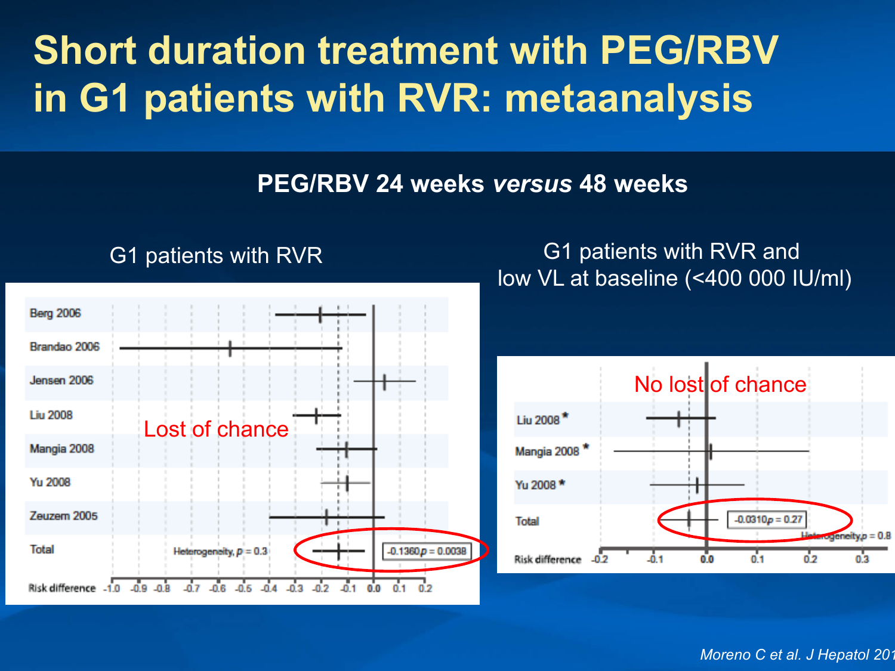# Short duration treatment with PEG/RBV in G1 patients with RVR: metaanalysis

**PEG/RBV 24 weeks *versus* 48 weeks**

G1 patients with RVR

Berg 2006

Brandao 2006

Jensen 2006

Liu 2008

Mangia 2008

Yu 2008

Zeuzem 2005

Total

Heterogeneity, $p = 0.3$

-0.1360 $p = 0.0038$

Risk difference -1.0 -0.9 -0.8 -0.7 -0.6 -0.5 -0.4 -0.3 -0.2 -0.1 0.0 0.1 0.2

Lost of chance

G1 patients with RVR and low VL at baseline (<400 000 IU/ml)

No lost of chance

Liu 2008 *

Mangia 2008 *

Yu 2008 *

Total

-0.0310 $p = 0.27$

Heterogeneity, $p = 0.8$

Risk difference -0.2 -0.1 0.0 0.1 0.2 0.3

*Moreno C et al. J Hepatol 201*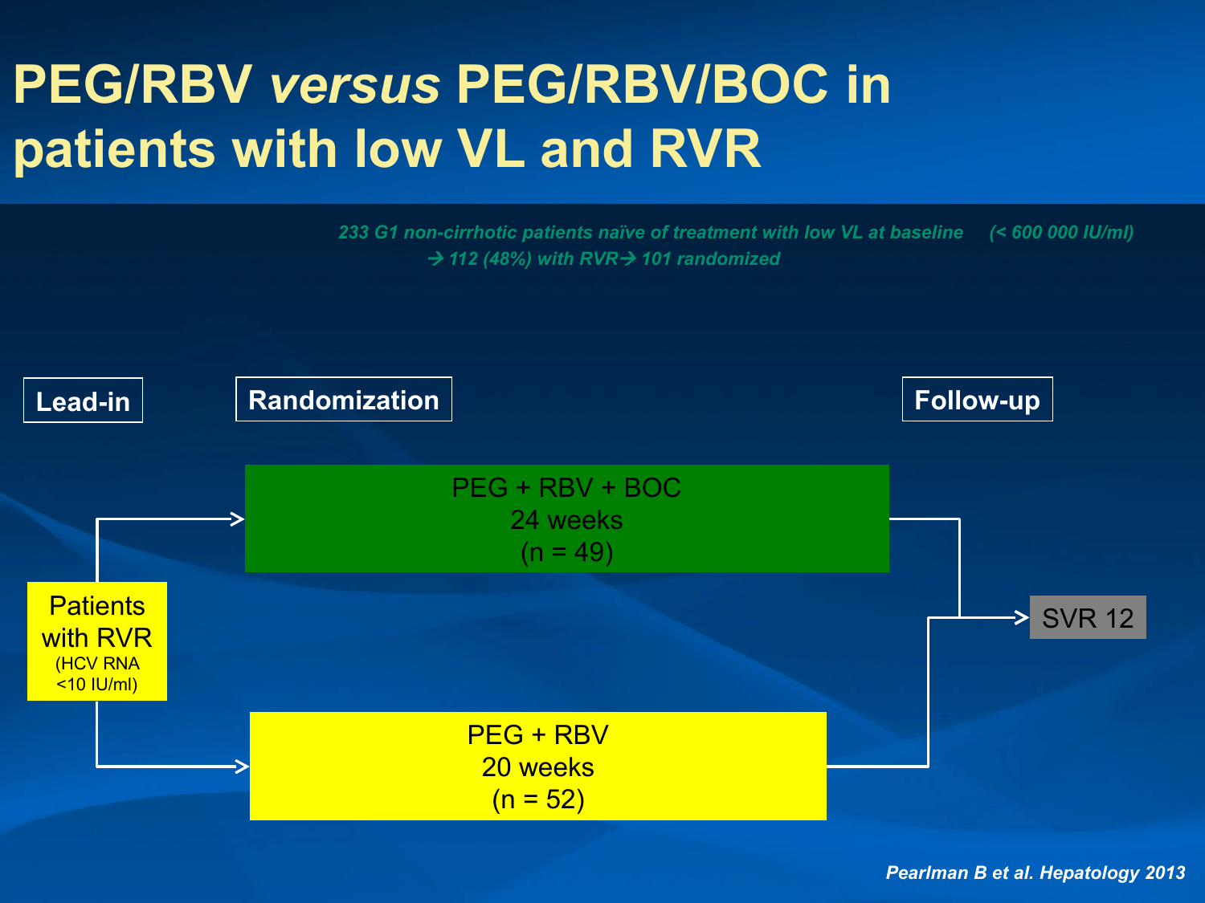# PEG/RBV *versus* PEG/RBV/BOC in patients with low VL and RVR

*233 G1 non-cirrhotic patients naïve of treatment with low VL at baseline (< 600 000 IU/ml)*
*→ 112 (48%) with RVR → 101 randomized*

**Lead-in** | **Randomization** | **Follow-up**

Patients with RVR (HCV RNA <10 IU/ml)

- → PEG + RBV + BOC, 24 weeks (n = 49) → SVR 12
- → PEG + RBV, 20 weeks (n = 52) → SVR 12

*Pearlman B et al. Hepatology 2013*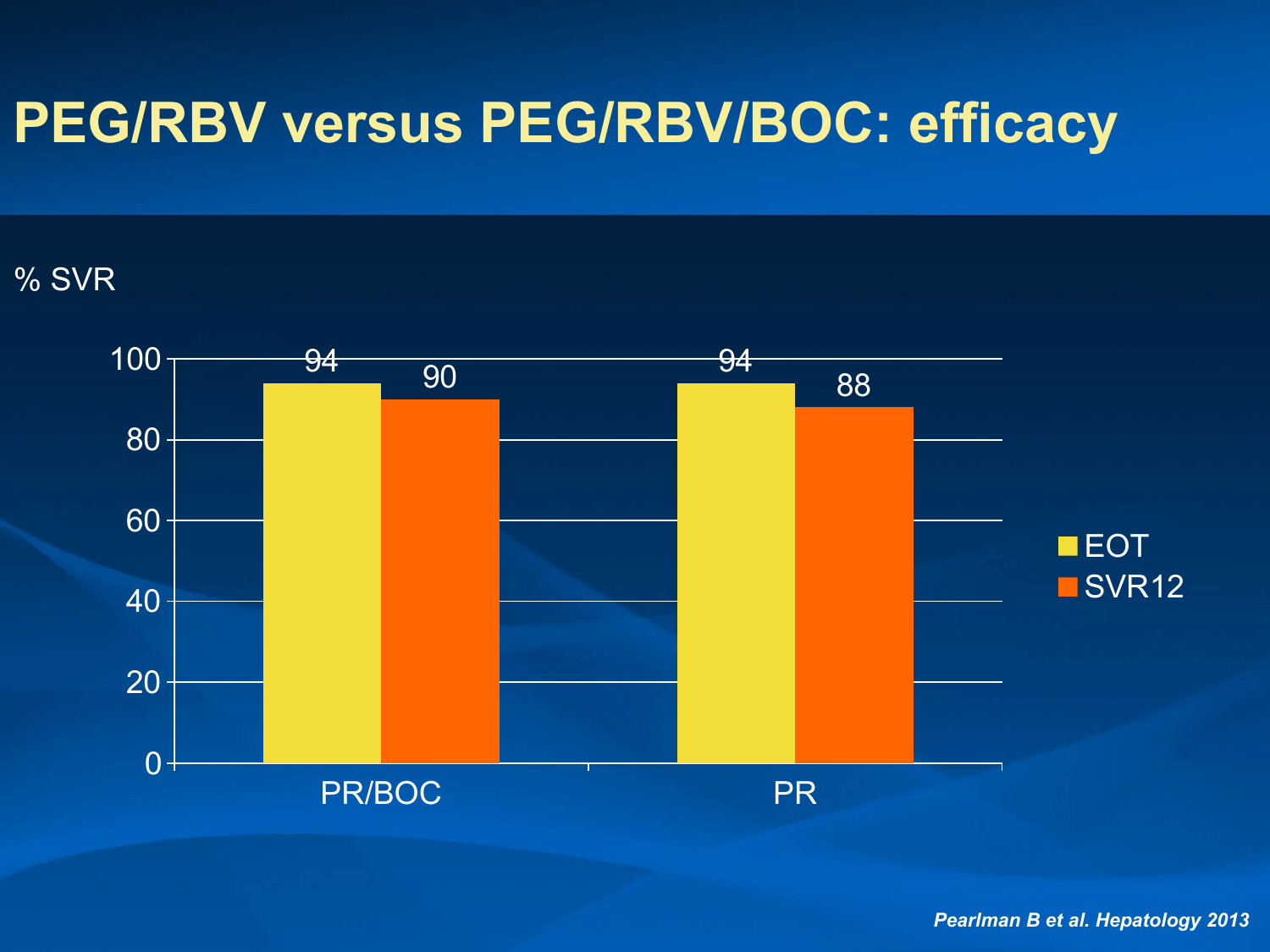# PEG/RBV versus PEG/RBV/BOC: efficacy

% SVR

| | EOT | SVR12 |
|---|---|---|
| PR/BOC | 94 | 90 |
| PR | 94 | 88 |

*Pearlman B et al. Hepatology 2013*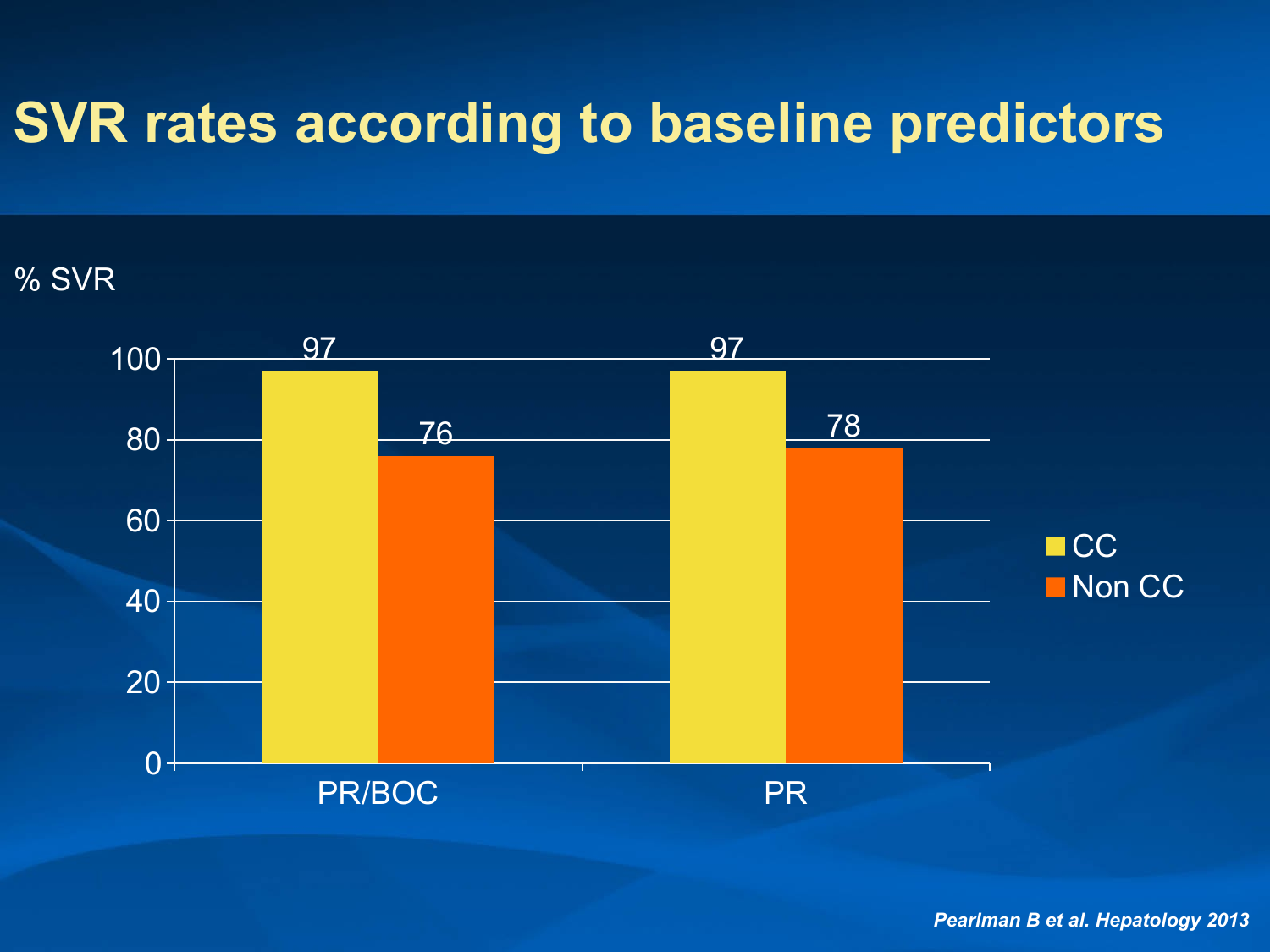# SVR rates according to baseline predictors

% SVR

| | CC | Non CC |
|---|---|---|
| PR/BOC | 97 | 76 |
| PR | 97 | 78 |

*Pearlman B et al. Hepatology 2013*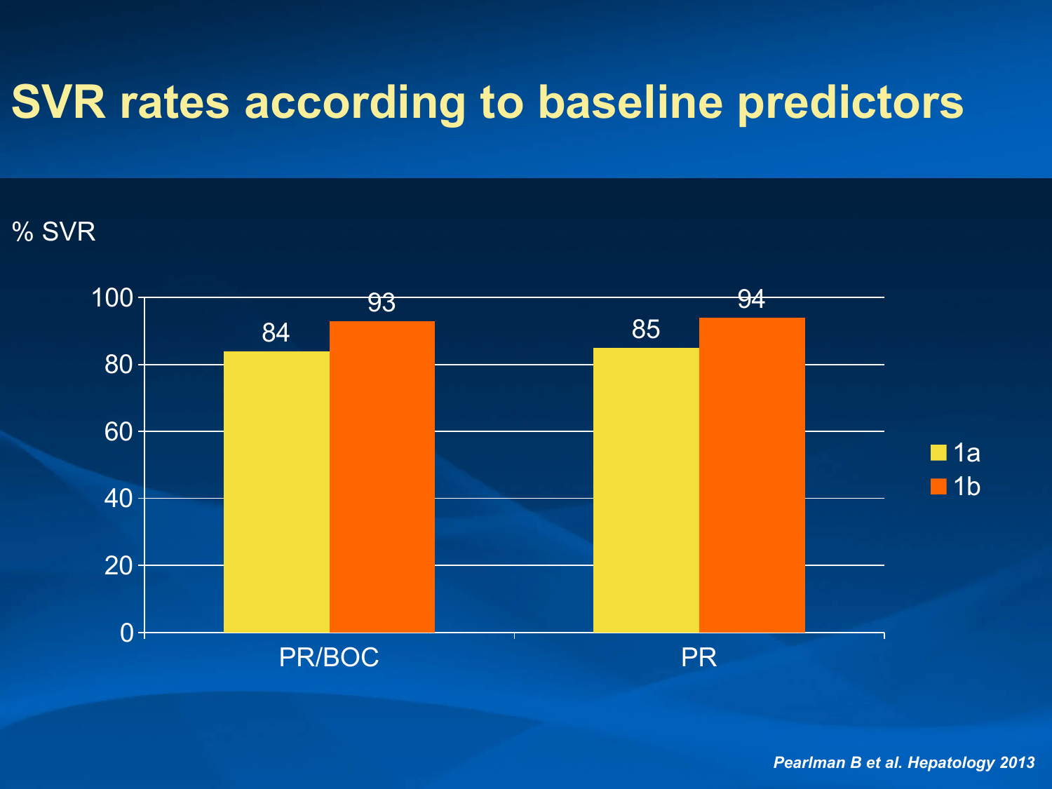# SVR rates according to baseline predictors

% SVR

| | 1a | 1b |
|---|---|---|
| PR/BOC | 84 | 93 |
| PR | 85 | 94 |

*Pearlman B et al. Hepatology 2013*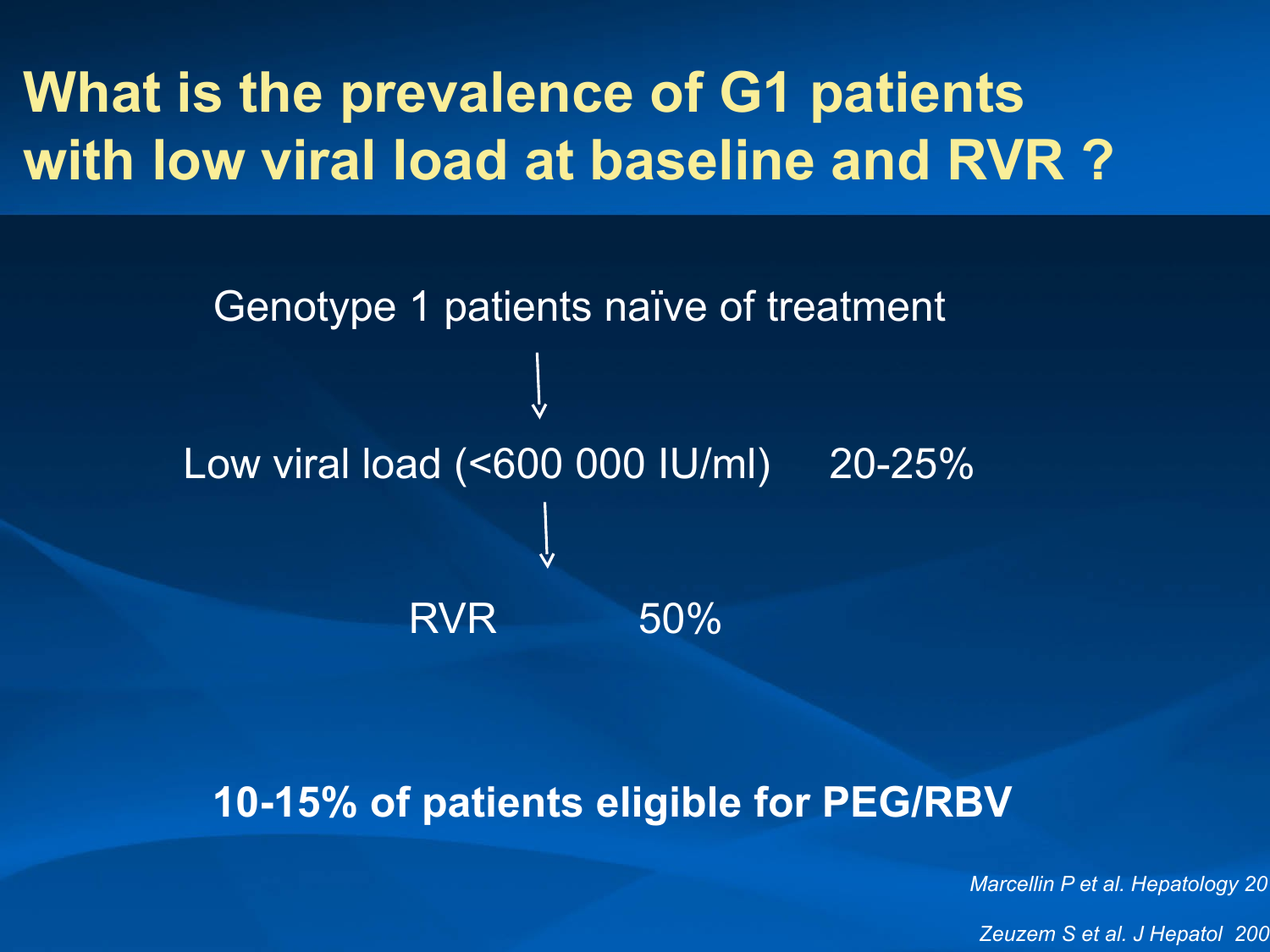# What is the prevalence of G1 patients with low viral load at baseline and RVR ?

Genotype 1 patients naïve of treatment

↓

Low viral load (<600 000 IU/ml) 20-25%

↓

RVR 50%

**10-15% of patients eligible for PEG/RBV**

*Marcellin P et al. Hepatology 20*

*Zeuzem S et al. J Hepatol 200*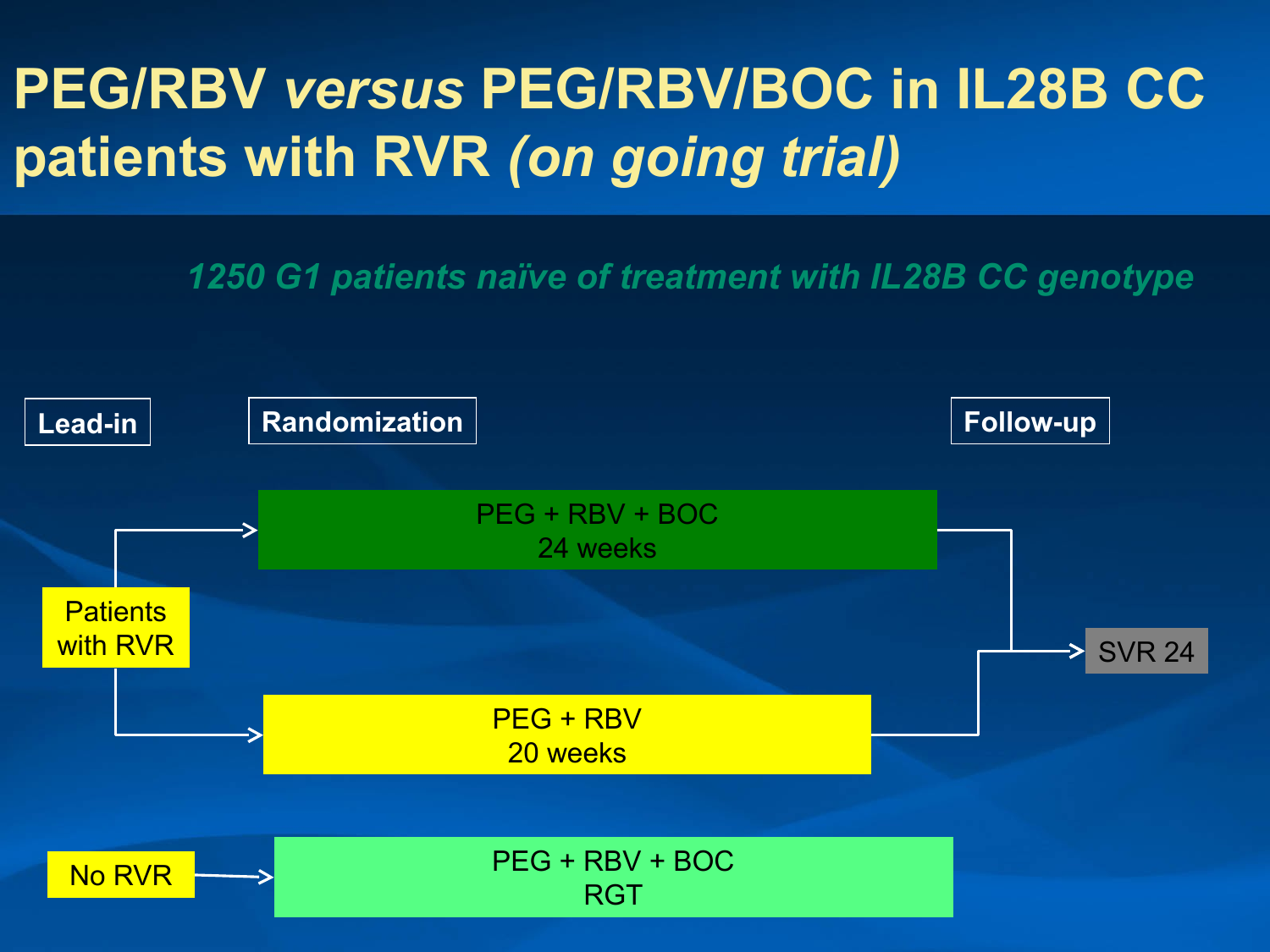# PEG/RBV *versus* PEG/RBV/BOC in IL28B CC patients with RVR *(on going trial)*

*1250 G1 patients naïve of treatment with IL28B CC genotype*

**Lead-in** → **Randomization** → **Follow-up**

- Patients with RVR → PEG + RBV + BOC 24 weeks → SVR 24
- Patients with RVR → PEG + RBV 20 weeks → SVR 24
- No RVR → PEG + RBV + BOC RGT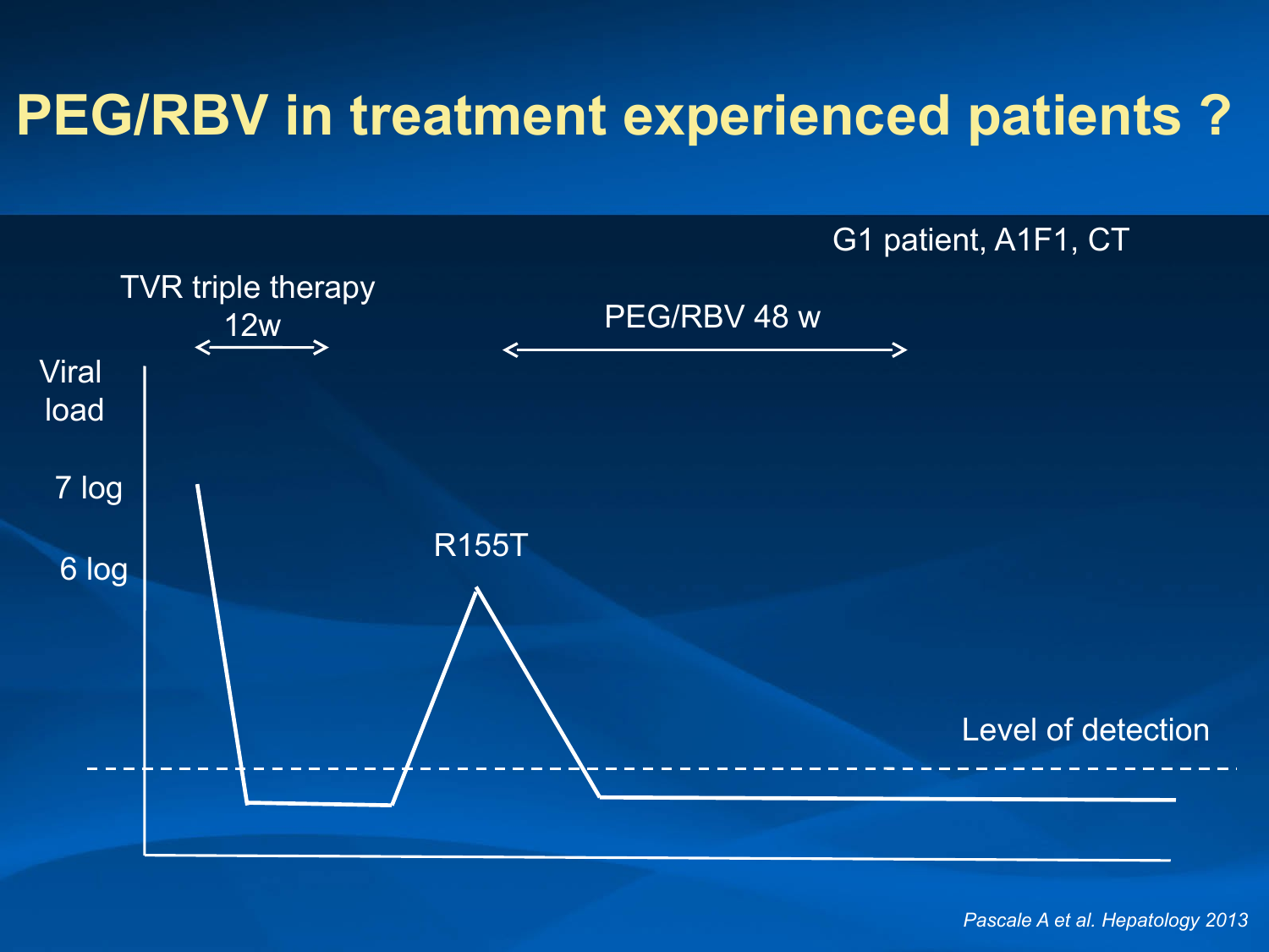# PEG/RBV in treatment experienced patients ?

G1 patient, A1F1, CT

TVR triple therapy 12w

PEG/RBV 48 w

Viral load

7 log

6 log

R155T

Level of detection

*Pascale A et al. Hepatology 2013*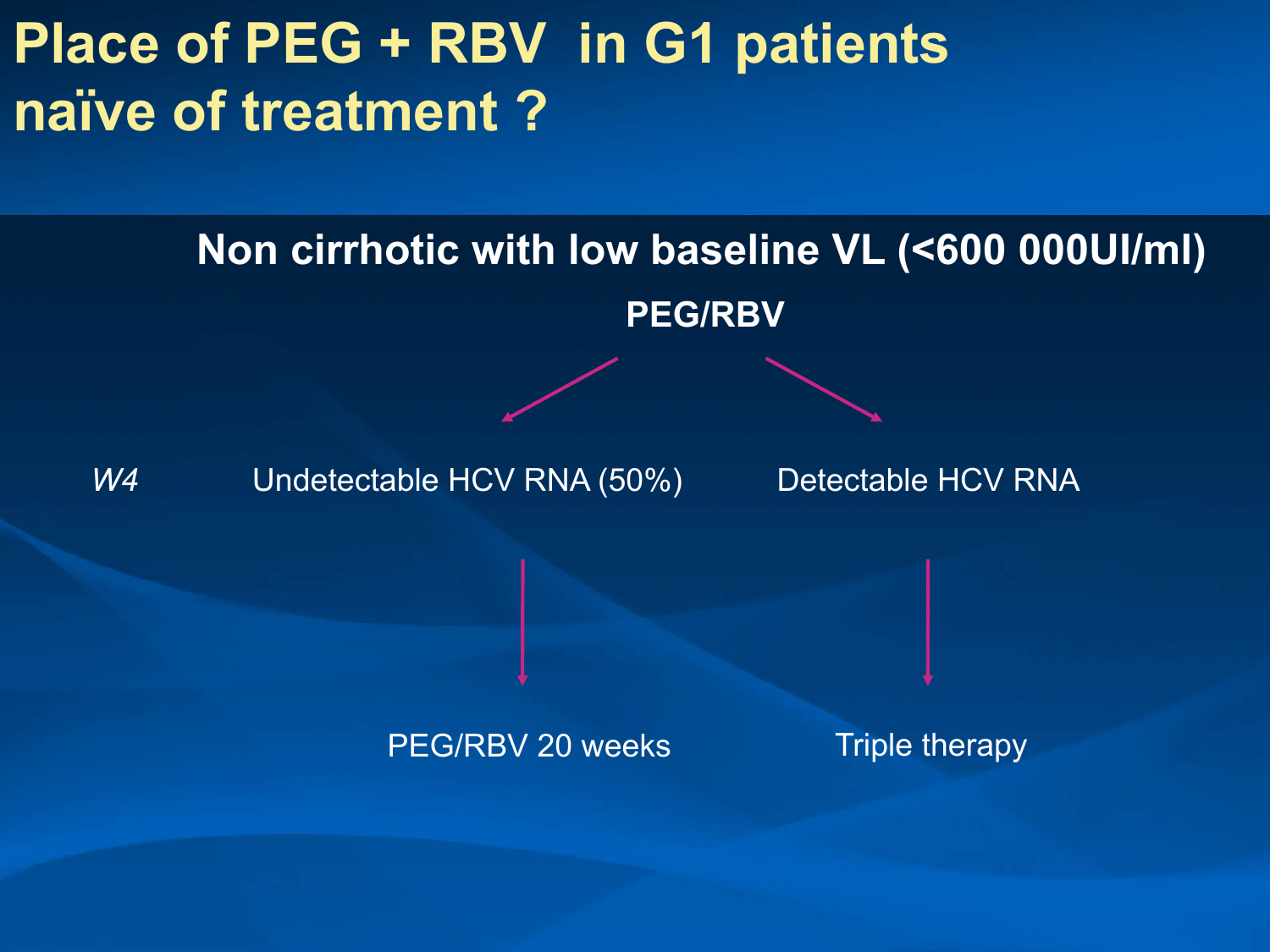# Place of PEG + RBV in G1 patients naïve of treatment ?

**Non cirrhotic with low baseline VL (<600 000UI/ml)**

**PEG/RBV**

*W4*

- Undetectable HCV RNA (50%) → PEG/RBV 20 weeks
- Detectable HCV RNA → Triple therapy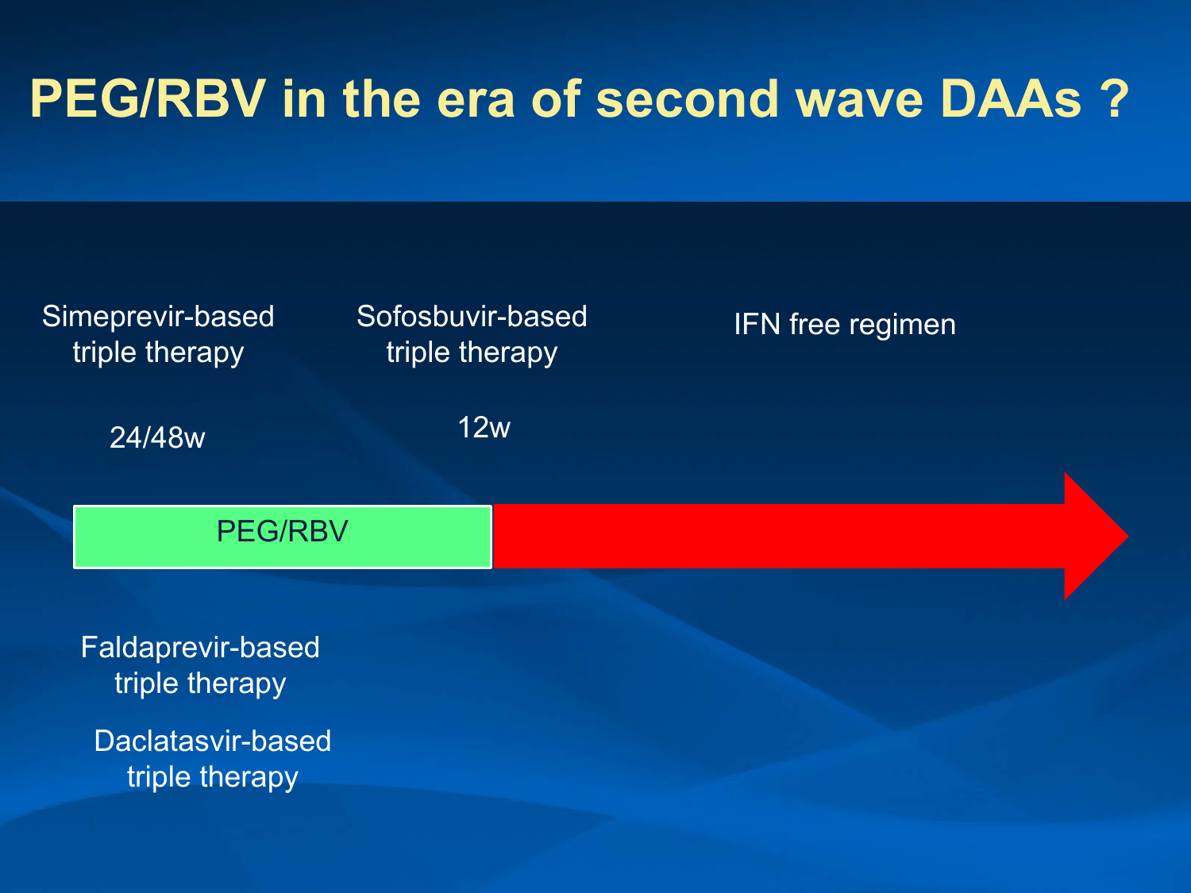# PEG/RBV in the era of second wave DAAs ?

Simeprevir-based triple therapy

24/48w

Sofosbuvir-based triple therapy

12w

IFN free regimen

PEG/RBV

Faldaprevir-based triple therapy

Daclatasvir-based triple therapy